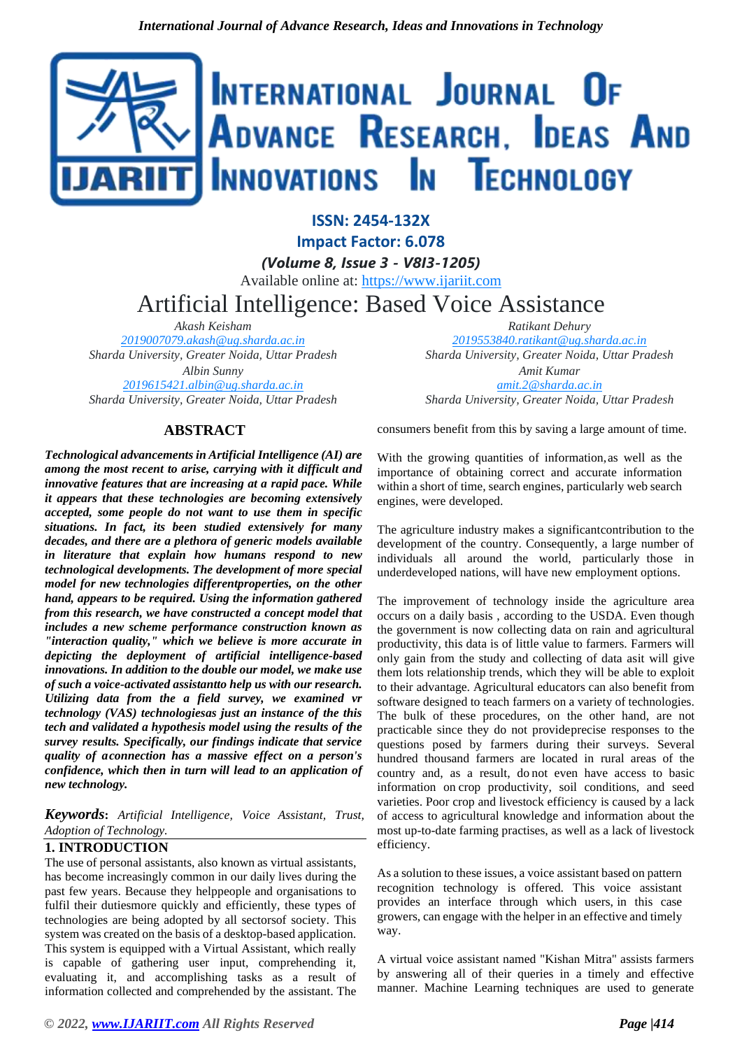ISSN: 2454-132X

Impact Factor: 6.078

*(Volume 8, Issue 3 - V8I3-1205)*

Available online at: https://www.ijariit.com

# Artificial Intelligence: Based Voice Assistance

*Akash Keisham*
*2019007079.akash@ug.sharda.ac.in*
*Sharda University, Greater Noida, Uttar Pradesh*

*Ratikant Dehury*
*2019553840.ratikant@ug.sharda.ac.in*
*Sharda University, Greater Noida, Uttar Pradesh*

*Albin Sunny*
*2019615421.albin@ug.sharda.ac.in*
*Sharda University, Greater Noida, Uttar Pradesh*

*Amit Kumar*
*amit.2@sharda.ac.in*
*Sharda University, Greater Noida, Uttar Pradesh*

## ABSTRACT

***Technological advancements in Artificial Intelligence (AI) are among the most recent to arise, carrying with it difficult and innovative features that are increasing at a rapid pace. While it appears that these technologies are becoming extensively accepted, some people do not want to use them in specific situations. In fact, its been studied extensively for many decades, and there are a plethora of generic models available in literature that explain how humans respond to new technological developments. The development of more special model for new technologies differentproperties, on the other hand, appears to be required. Using the information gathered from this research, we have constructed a concept model that includes a new scheme performance construction known as "interaction quality," which we believe is more accurate in depicting the deployment of artificial intelligence-based innovations. In addition to the double our model, we make use of such a voice-activated assistantto help us with our research. Utilizing data from the a field survey, we examined vr technology (VAS) technologiesas just an instance of the this tech and validated a hypothesis model using the results of the survey results. Specifically, our findings indicate that service quality of aconnection has a massive effect on a person's confidence, which then in turn will lead to an application of new technology.***

***Keywords**: Artificial Intelligence, Voice Assistant, Trust, Adoption of Technology.*

## 1. INTRODUCTION

The use of personal assistants, also known as virtual assistants, has become increasingly common in our daily lives during the past few years. Because they helppeople and organisations to fulfil their dutiesmore quickly and efficiently, these types of technologies are being adopted by all sectorsof society. This system was created on the basis of a desktop-based application. This system is equipped with a Virtual Assistant, which really is capable of gathering user input, comprehending it, evaluating it, and accomplishing tasks as a result of information collected and comprehended by the assistant. The consumers benefit from this by saving a large amount of time.

With the growing quantities of information, as well as the importance of obtaining correct and accurate information within a short of time, search engines, particularly web search engines, were developed.

The agriculture industry makes a significantcontribution to the development of the country. Consequently, a large number of individuals all around the world, particularly those in underdeveloped nations, will have new employment options.

The improvement of technology inside the agriculture area occurs on a daily basis , according to the USDA. Even though the government is now collecting data on rain and agricultural productivity, this data is of little value to farmers. Farmers will only gain from the study and collecting of data asit will give them lots relationship trends, which they will be able to exploit to their advantage. Agricultural educators can also benefit from software designed to teach farmers on a variety of technologies. The bulk of these procedures, on the other hand, are not practicable since they do not provideprecise responses to the questions posed by farmers during their surveys. Several hundred thousand farmers are located in rural areas of the country and, as a result, do not even have access to basic information on crop productivity, soil conditions, and seed varieties. Poor crop and livestock efficiency is caused by a lack of access to agricultural knowledge and information about the most up-to-date farming practises, as well as a lack of livestock efficiency.

As a solution to these issues, a voice assistant based on pattern recognition technology is offered. This voice assistant provides an interface through which users, in this case growers, can engage with the helper in an effective and timely way.

A virtual voice assistant named "Kishan Mitra" assists farmers by answering all of their queries in a timely and effective manner. Machine Learning techniques are used to generate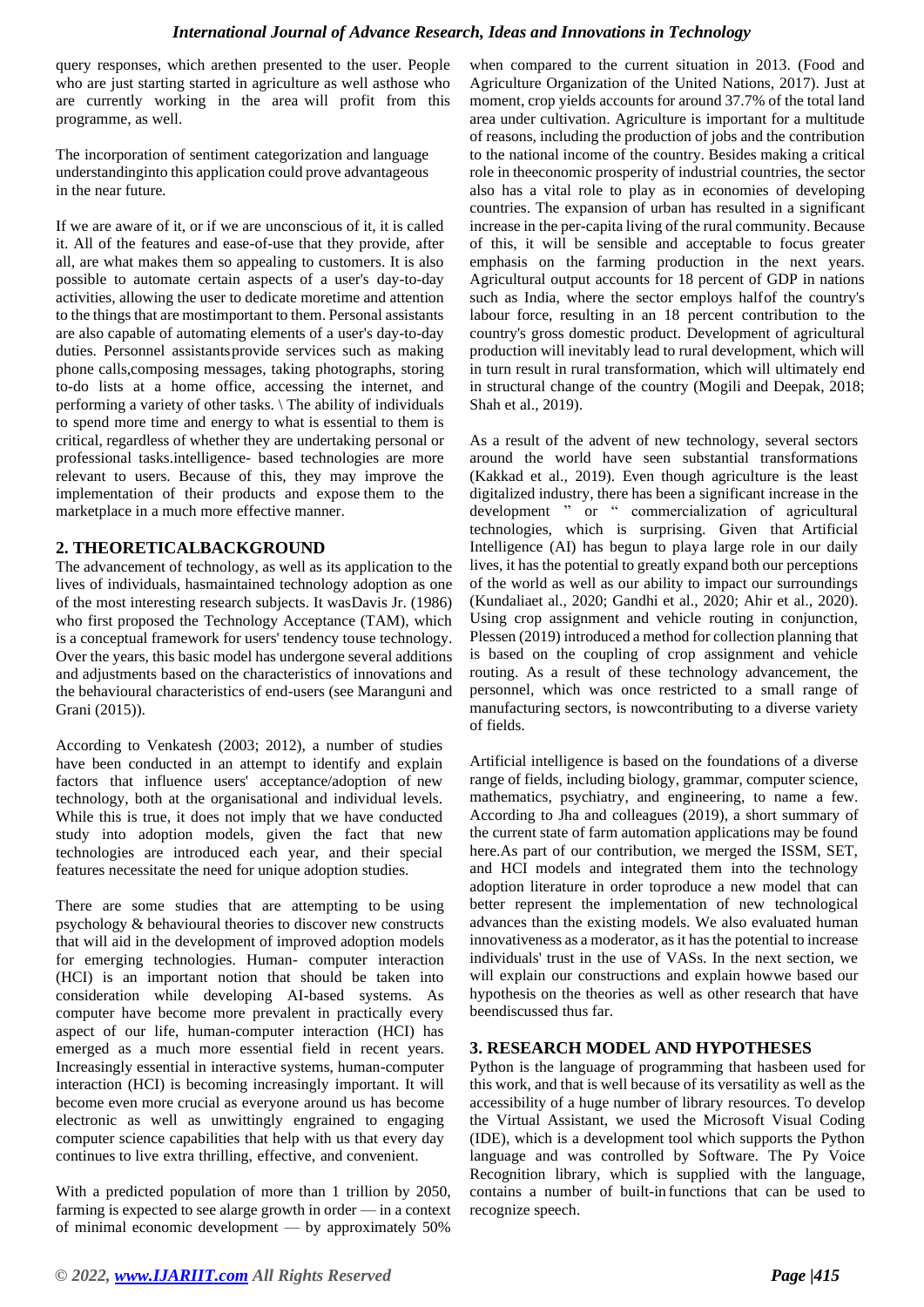query responses, which arethen presented to the user. People who are just starting started in agriculture as well asthose who are currently working in the area will profit from this programme, as well.

The incorporation of sentiment categorization and language understandinginto this application could prove advantageous in the near future.

If we are aware of it, or if we are unconscious of it, it is called it. All of the features and ease-of-use that they provide, after all, are what makes them so appealing to customers. It is also possible to automate certain aspects of a user's day-to-day activities, allowing the user to dedicate moretime and attention to the things that are mostimportant to them. Personal assistants are also capable of automating elements of a user's day-to-day duties. Personnel assistantsprovide services such as making phone calls,composing messages, taking photographs, storing to-do lists at a home office, accessing the internet, and performing a variety of other tasks. \ The ability of individuals to spend more time and energy to what is essential to them is critical, regardless of whether they are undertaking personal or professional tasks.intelligence- based technologies are more relevant to users. Because of this, they may improve the implementation of their products and expose them to the marketplace in a much more effective manner.

## 2. THEORETICALBACKGROUND

The advancement of technology, as well as its application to the lives of individuals, hasmaintained technology adoption as one of the most interesting research subjects. It wasDavis Jr. (1986) who first proposed the Technology Acceptance (TAM), which is a conceptual framework for users' tendency touse technology. Over the years, this basic model has undergone several additions and adjustments based on the characteristics of innovations and the behavioural characteristics of end-users (see Maranguni and Grani (2015)).

According to Venkatesh (2003; 2012), a number of studies have been conducted in an attempt to identify and explain factors that influence users' acceptance/adoption of new technology, both at the organisational and individual levels. While this is true, it does not imply that we have conducted study into adoption models, given the fact that new technologies are introduced each year, and their special features necessitate the need for unique adoption studies.

There are some studies that are attempting to be using psychology & behavioural theories to discover new constructs that will aid in the development of improved adoption models for emerging technologies. Human- computer interaction (HCI) is an important notion that should be taken into consideration while developing AI-based systems. As computer have become more prevalent in practically every aspect of our life, human-computer interaction (HCI) has emerged as a much more essential field in recent years. Increasingly essential in interactive systems, human-computer interaction (HCI) is becoming increasingly important. It will become even more crucial as everyone around us has become electronic as well as unwittingly engrained to engaging computer science capabilities that help with us that every day continues to live extra thrilling, effective, and convenient.

With a predicted population of more than 1 trillion by 2050, farming is expected to see alarge growth in order — in a context of minimal economic development — by approximately 50% when compared to the current situation in 2013. (Food and Agriculture Organization of the United Nations, 2017). Just at moment, crop yields accounts for around 37.7% of the total land area under cultivation. Agriculture is important for a multitude of reasons, including the production of jobs and the contribution to the national income of the country. Besides making a critical role in theeconomic prosperity of industrial countries, the sector also has a vital role to play as in economies of developing countries. The expansion of urban has resulted in a significant increase in the per-capita living of the rural community. Because of this, it will be sensible and acceptable to focus greater emphasis on the farming production in the next years. Agricultural output accounts for 18 percent of GDP in nations such as India, where the sector employs halfof the country's labour force, resulting in an 18 percent contribution to the country's gross domestic product. Development of agricultural production will inevitably lead to rural development, which will in turn result in rural transformation, which will ultimately end in structural change of the country (Mogili and Deepak, 2018; Shah et al., 2019).

As a result of the advent of new technology, several sectors around the world have seen substantial transformations (Kakkad et al., 2019). Even though agriculture is the least digitalized industry, there has been a significant increase in the development " or " commercialization of agricultural technologies, which is surprising. Given that Artificial Intelligence (AI) has begun to playa large role in our daily lives, it has the potential to greatly expand both our perceptions of the world as well as our ability to impact our surroundings (Kundaliaet al., 2020; Gandhi et al., 2020; Ahir et al., 2020). Using crop assignment and vehicle routing in conjunction, Plessen (2019) introduced a method for collection planning that is based on the coupling of crop assignment and vehicle routing. As a result of these technology advancement, the personnel, which was once restricted to a small range of manufacturing sectors, is nowcontributing to a diverse variety of fields.

Artificial intelligence is based on the foundations of a diverse range of fields, including biology, grammar, computer science, mathematics, psychiatry, and engineering, to name a few. According to Jha and colleagues (2019), a short summary of the current state of farm automation applications may be found here.As part of our contribution, we merged the ISSM, SET, and HCI models and integrated them into the technology adoption literature in order toproduce a new model that can better represent the implementation of new technological advances than the existing models. We also evaluated human innovativeness as a moderator, as it has the potential to increase individuals' trust in the use of VASs. In the next section, we will explain our constructions and explain howwe based our hypothesis on the theories as well as other research that have beendiscussed thus far.

## 3. RESEARCH MODEL AND HYPOTHESES

Python is the language of programming that hasbeen used for this work, and that is well because of its versatility as well as the accessibility of a huge number of library resources. To develop the Virtual Assistant, we used the Microsoft Visual Coding (IDE), which is a development tool which supports the Python language and was controlled by Software. The Py Voice Recognition library, which is supplied with the language, contains a number of built-in functions that can be used to recognize speech.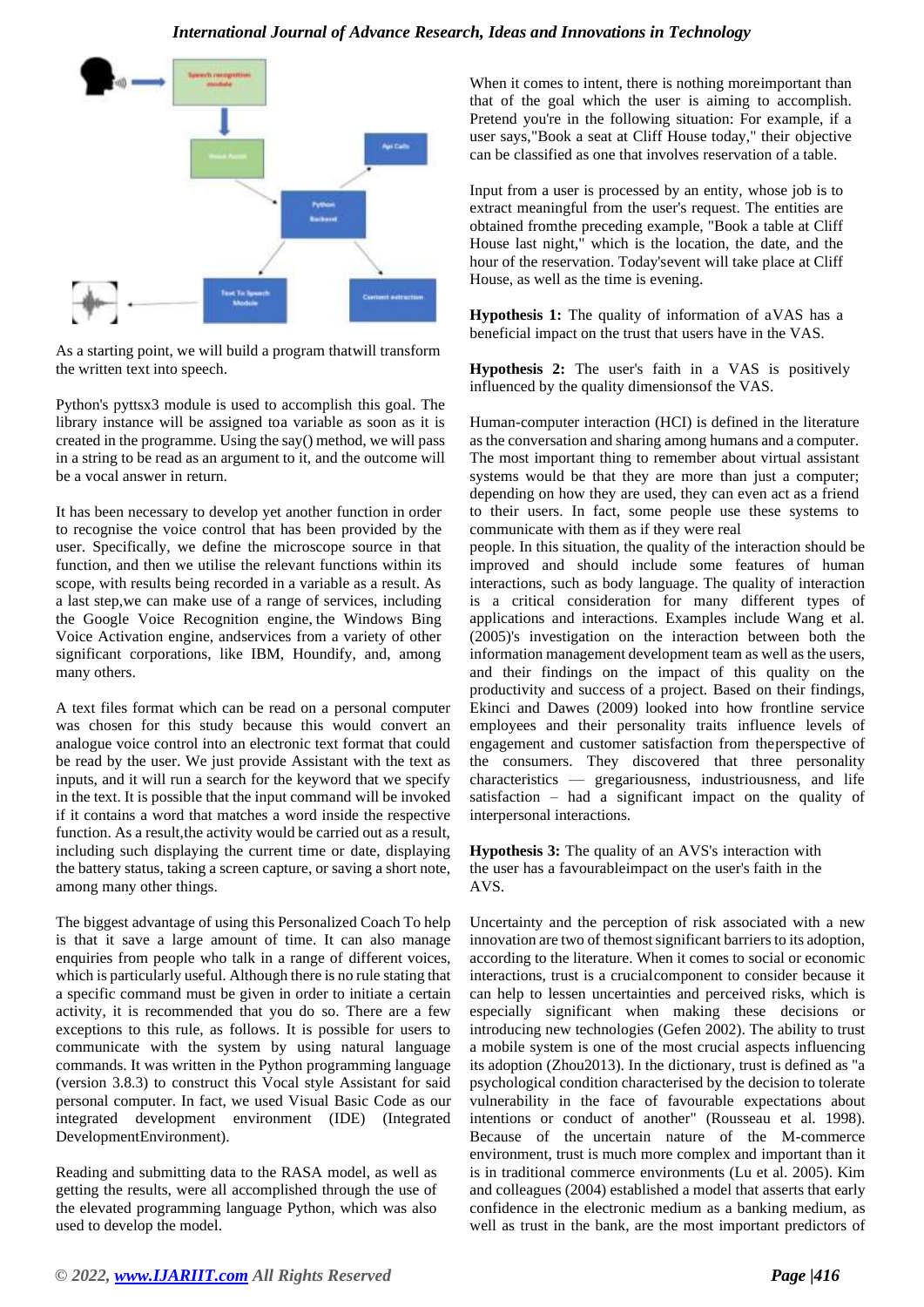As a starting point, we will build a program thatwill transform the written text into speech.

Python's pyttsx3 module is used to accomplish this goal. The library instance will be assigned toa variable as soon as it is created in the programme. Using the say() method, we will pass in a string to be read as an argument to it, and the outcome will be a vocal answer in return.

It has been necessary to develop yet another function in order to recognise the voice control that has been provided by the user. Specifically, we define the microscope source in that function, and then we utilise the relevant functions within its scope, with results being recorded in a variable as a result. As a last step,we can make use of a range of services, including the Google Voice Recognition engine, the Windows Bing Voice Activation engine, andservices from a variety of other significant corporations, like IBM, Houndify, and, among many others.

A text files format which can be read on a personal computer was chosen for this study because this would convert an analogue voice control into an electronic text format that could be read by the user. We just provide Assistant with the text as inputs, and it will run a search for the keyword that we specify in the text. It is possible that the input command will be invoked if it contains a word that matches a word inside the respective function. As a result,the activity would be carried out as a result, including such displaying the current time or date, displaying the battery status, taking a screen capture, or saving a short note, among many other things.

The biggest advantage of using this Personalized Coach To help is that it save a large amount of time. It can also manage enquiries from people who talk in a range of different voices, which is particularly useful. Although there is no rule stating that a specific command must be given in order to initiate a certain activity, it is recommended that you do so. There are a few exceptions to this rule, as follows. It is possible for users to communicate with the system by using natural language commands. It was written in the Python programming language (version 3.8.3) to construct this Vocal style Assistant for said personal computer. In fact, we used Visual Basic Code as our integrated development environment (IDE) (Integrated DevelopmentEnvironment).

Reading and submitting data to the RASA model, as well as getting the results, were all accomplished through the use of the elevated programming language Python, which was also used to develop the model.

When it comes to intent, there is nothing moreimportant than that of the goal which the user is aiming to accomplish. Pretend you're in the following situation: For example, if a user says,"Book a seat at Cliff House today," their objective can be classified as one that involves reservation of a table.

Input from a user is processed by an entity, whose job is to extract meaningful from the user's request. The entities are obtained fromthe preceding example, "Book a table at Cliff House last night," which is the location, the date, and the hour of the reservation. Today'sevent will take place at Cliff House, as well as the time is evening.

**Hypothesis 1:** The quality of information of aVAS has a beneficial impact on the trust that users have in the VAS.

**Hypothesis 2:** The user's faith in a VAS is positively influenced by the quality dimensionsof the VAS.

Human-computer interaction (HCI) is defined in the literature as the conversation and sharing among humans and a computer. The most important thing to remember about virtual assistant systems would be that they are more than just a computer; depending on how they are used, they can even act as a friend to their users. In fact, some people use these systems to communicate with them as if they were real people. In this situation, the quality of the interaction should be improved and should include some features of human interactions, such as body language. The quality of interaction is a critical consideration for many different types of applications and interactions. Examples include Wang et al. (2005)'s investigation on the interaction between both the information management development team as well as the users, and their findings on the impact of this quality on the productivity and success of a project. Based on their findings, Ekinci and Dawes (2009) looked into how frontline service employees and their personality traits influence levels of engagement and customer satisfaction from theperspective of the consumers. They discovered that three personality characteristics — gregariousness, industriousness, and life satisfaction – had a significant impact on the quality of interpersonal interactions.

**Hypothesis 3:** The quality of an AVS's interaction with the user has a favourableimpact on the user's faith in the AVS.

Uncertainty and the perception of risk associated with a new innovation are two of themost significant barriers to its adoption, according to the literature. When it comes to social or economic interactions, trust is a crucialcomponent to consider because it can help to lessen uncertainties and perceived risks, which is especially significant when making these decisions or introducing new technologies (Gefen 2002). The ability to trust a mobile system is one of the most crucial aspects influencing its adoption (Zhou2013). In the dictionary, trust is defined as "a psychological condition characterised by the decision to tolerate vulnerability in the face of favourable expectations about intentions or conduct of another" (Rousseau et al. 1998). Because of the uncertain nature of the M-commerce environment, trust is much more complex and important than it is in traditional commerce environments (Lu et al. 2005). Kim and colleagues (2004) established a model that asserts that early confidence in the electronic medium as a banking medium, as well as trust in the bank, are the most important predictors of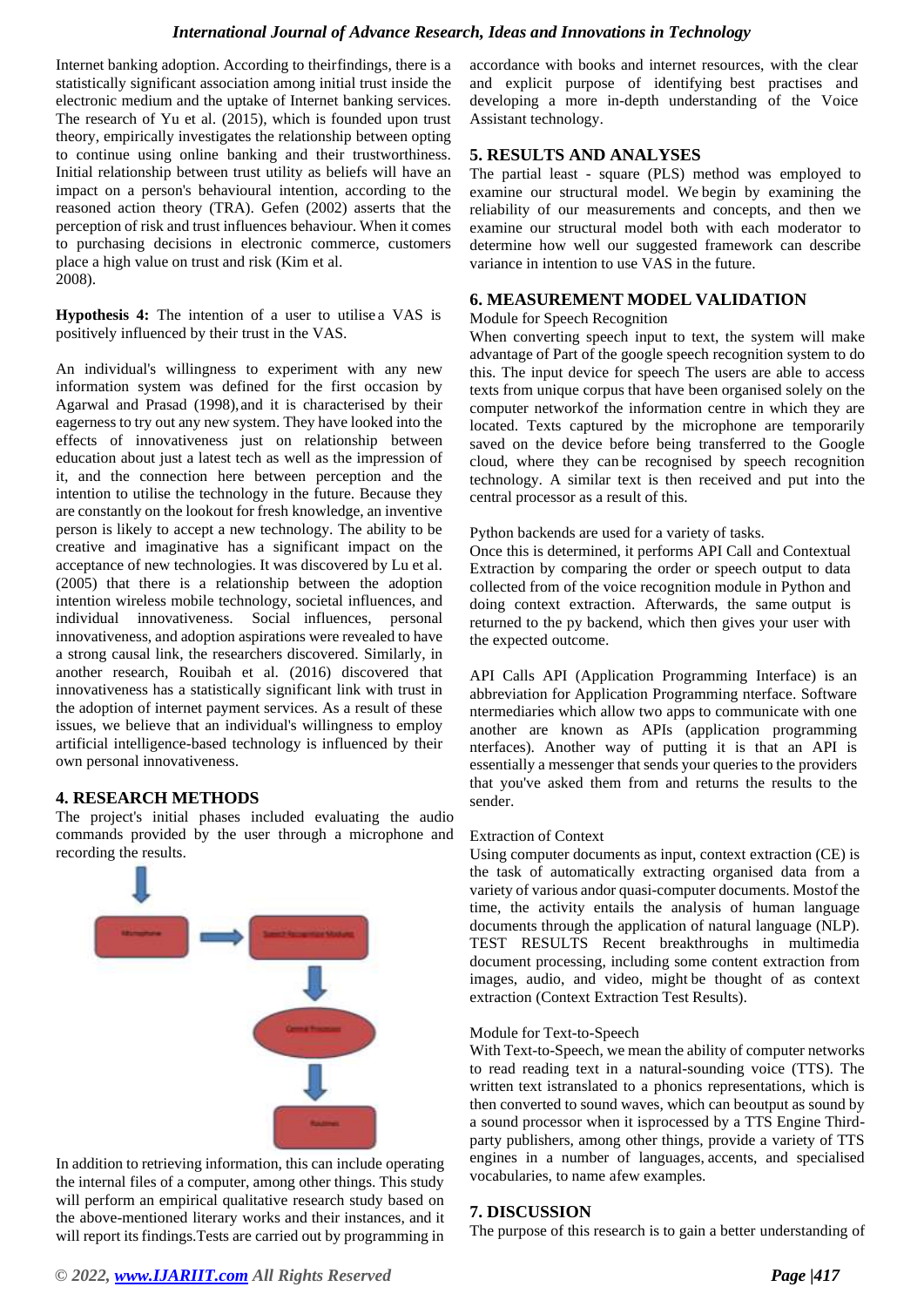Internet banking adoption. According to theirfindings, there is a statistically significant association among initial trust inside the electronic medium and the uptake of Internet banking services. The research of Yu et al. (2015), which is founded upon trust theory, empirically investigates the relationship between opting to continue using online banking and their trustworthiness. Initial relationship between trust utility as beliefs will have an impact on a person's behavioural intention, according to the reasoned action theory (TRA). Gefen (2002) asserts that the perception of risk and trust influences behaviour. When it comes to purchasing decisions in electronic commerce, customers place a high value on trust and risk (Kim et al. 2008).

**Hypothesis 4:** The intention of a user to utilise a VAS is positively influenced by their trust in the VAS.

An individual's willingness to experiment with any new information system was defined for the first occasion by Agarwal and Prasad (1998), and it is characterised by their eagerness to try out any new system. They have looked into the effects of innovativeness just on relationship between education about just a latest tech as well as the impression of it, and the connection here between perception and the intention to utilise the technology in the future. Because they are constantly on the lookout for fresh knowledge, an inventive person is likely to accept a new technology. The ability to be creative and imaginative has a significant impact on the acceptance of new technologies. It was discovered by Lu et al. (2005) that there is a relationship between the adoption intention wireless mobile technology, societal influences, and individual innovativeness. Social influences, personal innovativeness, and adoption aspirations were revealed to have a strong causal link, the researchers discovered. Similarly, in another research, Rouibah et al. (2016) discovered that innovativeness has a statistically significant link with trust in the adoption of internet payment services. As a result of these issues, we believe that an individual's willingness to employ artificial intelligence-based technology is influenced by their own personal innovativeness.

## 4. RESEARCH METHODS

The project's initial phases included evaluating the audio commands provided by the user through a microphone and recording the results.

In addition to retrieving information, this can include operating the internal files of a computer, among other things. This study will perform an empirical qualitative research study based on the above-mentioned literary works and their instances, and it will report its findings.Tests are carried out by programming in accordance with books and internet resources, with the clear and explicit purpose of identifying best practises and developing a more in-depth understanding of the Voice Assistant technology.

## 5. RESULTS AND ANALYSES

The partial least - square (PLS) method was employed to examine our structural model. We begin by examining the reliability of our measurements and concepts, and then we examine our structural model both with each moderator to determine how well our suggested framework can describe variance in intention to use VAS in the future.

## 6. MEASUREMENT MODEL VALIDATION

Module for Speech Recognition

When converting speech input to text, the system will make advantage of Part of the google speech recognition system to do this. The input device for speech The users are able to access texts from unique corpus that have been organised solely on the computer networkof the information centre in which they are located. Texts captured by the microphone are temporarily saved on the device before being transferred to the Google cloud, where they can be recognised by speech recognition technology. A similar text is then received and put into the central processor as a result of this.

Python backends are used for a variety of tasks.

Once this is determined, it performs API Call and Contextual Extraction by comparing the order or speech output to data collected from of the voice recognition module in Python and doing context extraction. Afterwards, the same output is returned to the py backend, which then gives your user with the expected outcome.

API Calls API (Application Programming Interface) is an abbreviation for Application Programming nterface. Software ntermediaries which allow two apps to communicate with one another are known as APIs (application programming nterfaces). Another way of putting it is that an API is essentially a messenger that sends your queries to the providers that you've asked them from and returns the results to the sender.

Extraction of Context

Using computer documents as input, context extraction (CE) is the task of automatically extracting organised data from a variety of various andor quasi-computer documents. Mostof the time, the activity entails the analysis of human language documents through the application of natural language (NLP). TEST RESULTS Recent breakthroughs in multimedia document processing, including some content extraction from images, audio, and video, might be thought of as context extraction (Context Extraction Test Results).

Module for Text-to-Speech

With Text-to-Speech, we mean the ability of computer networks to read reading text in a natural-sounding voice (TTS). The written text istranslated to a phonics representations, which is then converted to sound waves, which can beoutput as sound by a sound processor when it isprocessed by a TTS Engine Third-party publishers, among other things, provide a variety of TTS engines in a number of languages, accents, and specialised vocabularies, to name afew examples.

## 7. DISCUSSION

The purpose of this research is to gain a better understanding of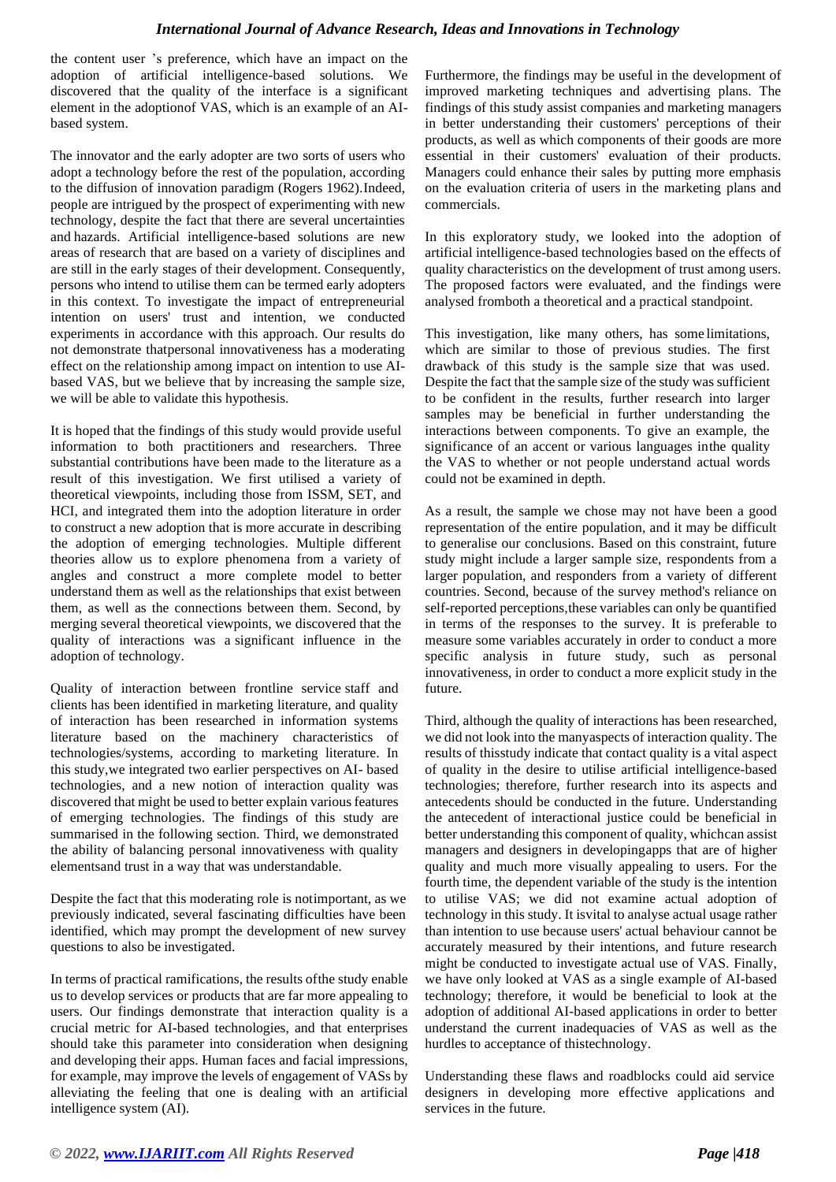the content user 's preference, which have an impact on the adoption of artificial intelligence-based solutions. We discovered that the quality of the interface is a significant element in the adoptionof VAS, which is an example of an AI-based system.

The innovator and the early adopter are two sorts of users who adopt a technology before the rest of the population, according to the diffusion of innovation paradigm (Rogers 1962).Indeed, people are intrigued by the prospect of experimenting with new technology, despite the fact that there are several uncertainties and hazards. Artificial intelligence-based solutions are new areas of research that are based on a variety of disciplines and are still in the early stages of their development. Consequently, persons who intend to utilise them can be termed early adopters in this context. To investigate the impact of entrepreneurial intention on users' trust and intention, we conducted experiments in accordance with this approach. Our results do not demonstrate thatpersonal innovativeness has a moderating effect on the relationship among impact on intention to use AI-based VAS, but we believe that by increasing the sample size, we will be able to validate this hypothesis.

It is hoped that the findings of this study would provide useful information to both practitioners and researchers. Three substantial contributions have been made to the literature as a result of this investigation. We first utilised a variety of theoretical viewpoints, including those from ISSM, SET, and HCI, and integrated them into the adoption literature in order to construct a new adoption that is more accurate in describing the adoption of emerging technologies. Multiple different theories allow us to explore phenomena from a variety of angles and construct a more complete model to better understand them as well as the relationships that exist between them, as well as the connections between them. Second, by merging several theoretical viewpoints, we discovered that the quality of interactions was a significant influence in the adoption of technology.

Quality of interaction between frontline service staff and clients has been identified in marketing literature, and quality of interaction has been researched in information systems literature based on the machinery characteristics of technologies/systems, according to marketing literature. In this study,we integrated two earlier perspectives on AI- based technologies, and a new notion of interaction quality was discovered that might be used to better explain various features of emerging technologies. The findings of this study are summarised in the following section. Third, we demonstrated the ability of balancing personal innovativeness with quality elementsand trust in a way that was understandable.

Despite the fact that this moderating role is notimportant, as we previously indicated, several fascinating difficulties have been identified, which may prompt the development of new survey questions to also be investigated.

In terms of practical ramifications, the results ofthe study enable us to develop services or products that are far more appealing to users. Our findings demonstrate that interaction quality is a crucial metric for AI-based technologies, and that enterprises should take this parameter into consideration when designing and developing their apps. Human faces and facial impressions, for example, may improve the levels of engagement of VASs by alleviating the feeling that one is dealing with an artificial intelligence system (AI).

Furthermore, the findings may be useful in the development of improved marketing techniques and advertising plans. The findings of this study assist companies and marketing managers in better understanding their customers' perceptions of their products, as well as which components of their goods are more essential in their customers' evaluation of their products. Managers could enhance their sales by putting more emphasis on the evaluation criteria of users in the marketing plans and commercials.

In this exploratory study, we looked into the adoption of artificial intelligence-based technologies based on the effects of quality characteristics on the development of trust among users. The proposed factors were evaluated, and the findings were analysed fromboth a theoretical and a practical standpoint.

This investigation, like many others, has some limitations, which are similar to those of previous studies. The first drawback of this study is the sample size that was used. Despite the fact that the sample size of the study was sufficient to be confident in the results, further research into larger samples may be beneficial in further understanding the interactions between components. To give an example, the significance of an accent or various languages inthe quality the VAS to whether or not people understand actual words could not be examined in depth.

As a result, the sample we chose may not have been a good representation of the entire population, and it may be difficult to generalise our conclusions. Based on this constraint, future study might include a larger sample size, respondents from a larger population, and responders from a variety of different countries. Second, because of the survey method's reliance on self-reported perceptions,these variables can only be quantified in terms of the responses to the survey. It is preferable to measure some variables accurately in order to conduct a more specific analysis in future study, such as personal innovativeness, in order to conduct a more explicit study in the future.

Third, although the quality of interactions has been researched, we did not look into the manyaspects of interaction quality. The results of thisstudy indicate that contact quality is a vital aspect of quality in the desire to utilise artificial intelligence-based technologies; therefore, further research into its aspects and antecedents should be conducted in the future. Understanding the antecedent of interactional justice could be beneficial in better understanding this component of quality, whichcan assist managers and designers in developingapps that are of higher quality and much more visually appealing to users. For the fourth time, the dependent variable of the study is the intention to utilise VAS; we did not examine actual adoption of technology in this study. It isvital to analyse actual usage rather than intention to use because users' actual behaviour cannot be accurately measured by their intentions, and future research might be conducted to investigate actual use of VAS. Finally, we have only looked at VAS as a single example of AI-based technology; therefore, it would be beneficial to look at the adoption of additional AI-based applications in order to better understand the current inadequacies of VAS as well as the hurdles to acceptance of thistechnology.

Understanding these flaws and roadblocks could aid service designers in developing more effective applications and services in the future.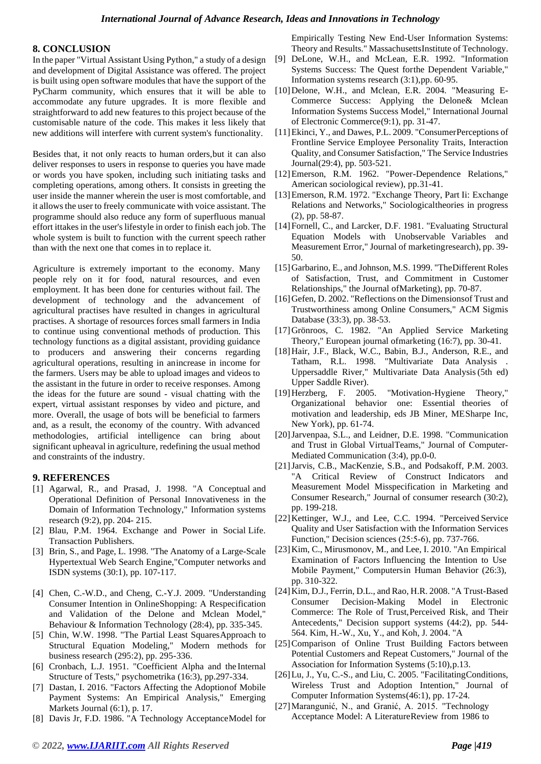## 8. CONCLUSION

In the paper "Virtual Assistant Using Python," a study of a design and development of Digital Assistance was offered. The project is built using open software modules that have the support of the PyCharm community, which ensures that it will be able to accommodate any future upgrades. It is more flexible and straightforward to add new features to this project because of the customisable nature of the code. This makes it less likely that new additions will interfere with current system's functionality.

Besides that, it not only reacts to human orders,but it can also deliver responses to users in response to queries you have made or words you have spoken, including such initiating tasks and completing operations, among others. It consists in greeting the user inside the manner wherein the user is most comfortable, and it allows the user to freely communicate with voice assistant. The programme should also reduce any form of superfluous manual effort ittakes in the user's lifestyle in order to finish each job. The whole system is built to function with the current speech rather than with the next one that comes in to replace it.

Agriculture is extremely important to the economy. Many people rely on it for food, natural resources, and even employment. It has been done for centuries without fail. The development of technology and the advancement of agricultural practises have resulted in changes in agricultural practises. A shortage of resources forces small farmers in India to continue using conventional methods of production. This technology functions as a digital assistant, providing guidance to producers and answering their concerns regarding agricultural operations, resulting in anincrease in income for the farmers. Users may be able to upload images and videos to the assistant in the future in order to receive responses. Among the ideas for the future are sound - visual chatting with the expert, virtual assistant responses by video and picture, and more. Overall, the usage of bots will be beneficial to farmers and, as a result, the economy of the country. With advanced methodologies, artificial intelligence can bring about significant upheaval in agriculture, redefining the usual method and constraints of the industry.

## 9. REFERENCES

[1] Agarwal, R., and Prasad, J. 1998. "A Conceptual and Operational Definition of Personal Innovativeness in the Domain of Information Technology," Information systems research (9:2), pp. 204- 215.

[2] Blau, P.M. 1964. Exchange and Power in Social Life. Transaction Publishers.

[3] Brin, S., and Page, L. 1998. "The Anatomy of a Large-Scale Hypertextual Web Search Engine,"Computer networks and ISDN systems (30:1), pp. 107-117.

[4] Chen, C.-W.D., and Cheng, C.-Y.J. 2009. "Understanding Consumer Intention in OnlineShopping: A Respecification and Validation of the Delone and Mclean Model," Behaviour & Information Technology (28:4), pp. 335-345.

[5] Chin, W.W. 1998. "The Partial Least SquaresApproach to Structural Equation Modeling," Modern methods for business research (295:2), pp. 295-336.

[6] Cronbach, L.J. 1951. "Coefficient Alpha and the Internal Structure of Tests," psychometrika (16:3), pp.297-334.

[7] Dastan, I. 2016. "Factors Affecting the Adoptionof Mobile Payment Systems: An Empirical Analysis," Emerging Markets Journal (6:1), p. 17.

[8] Davis Jr, F.D. 1986. "A Technology AcceptanceModel for Empirically Testing New End-User Information Systems: Theory and Results." MassachusettsInstitute of Technology.

[9] DeLone, W.H., and McLean, E.R. 1992. "Information Systems Success: The Quest forthe Dependent Variable," Information systems research (3:1),pp. 60-95.

[10] Delone, W.H., and Mclean, E.R. 2004. "Measuring E-Commerce Success: Applying the Delone& Mclean Information Systems Success Model," International Journal of Electronic Commerce(9:1), pp. 31-47.

[11] Ekinci, Y., and Dawes, P.L. 2009. "ConsumerPerceptions of Frontline Service Employee Personality Traits, Interaction Quality, and Consumer Satisfaction," The Service Industries Journal(29:4), pp. 503-521.

[12] Emerson, R.M. 1962. "Power-Dependence Relations," American sociological review), pp.31-41.

[13] Emerson, R.M. 1972. "Exchange Theory, Part Ii: Exchange Relations and Networks," Sociologicaltheories in progress (2), pp. 58-87.

[14] Fornell, C., and Larcker, D.F. 1981. "Evaluating Structural Equation Models with Unobservable Variables and Measurement Error," Journal of marketingresearch), pp. 39-50.

[15] Garbarino, E., and Johnson, M.S. 1999. "TheDifferent Roles of Satisfaction, Trust, and Commitment in Customer Relationships," the Journal ofMarketing), pp. 70-87.

[16] Gefen, D. 2002. "Reflections on the Dimensionsof Trust and Trustworthiness among Online Consumers," ACM Sigmis Database (33:3), pp. 38-53.

[17] Grönroos, C. 1982. "An Applied Service Marketing Theory," European journal ofmarketing (16:7), pp. 30-41.

[18] Hair, J.F., Black, W.C., Babin, B.J., Anderson, R.E., and Tatham, R.L. 1998. "Multivariate Data Analysis . Uppersaddle River," Multivariate Data Analysis (5th ed) Upper Saddle River).

[19] Herzberg, F. 2005. "Motivation-Hygiene Theory," Organizational behavior one: Essential theories of motivation and leadership, eds JB Miner, MESharpe Inc, New York), pp. 61-74.

[20] Jarvenpaa, S.L., and Leidner, D.E. 1998. "Communication and Trust in Global VirtualTeams," Journal of Computer-Mediated Communication (3:4), pp.0-0.

[21] Jarvis, C.B., MacKenzie, S.B., and Podsakoff, P.M. 2003. "A Critical Review of Construct Indicators and Measurement Model Misspecification in Marketing and Consumer Research," Journal of consumer research (30:2), pp. 199-218.

[22] Kettinger, W.J., and Lee, C.C. 1994. "Perceived Service Quality and User Satisfaction with the Information Services Function," Decision sciences (25:5-6), pp. 737-766.

[23] Kim, C., Mirusmonov, M., and Lee, I. 2010. "An Empirical Examination of Factors Influencing the Intention to Use Mobile Payment," Computersin Human Behavior (26:3), pp. 310-322.

[24] Kim, D.J., Ferrin, D.L., and Rao, H.R. 2008. "A Trust-Based Consumer Decision-Making Model in Electronic Commerce: The Role of Trust,Perceived Risk, and Their Antecedents," Decision support systems (44:2), pp. 544-564. Kim, H.-W., Xu, Y., and Koh, J. 2004. "A

[25] Comparison of Online Trust Building Factors between Potential Customers and Repeat Customers," Journal of the Association for Information Systems (5:10),p.13.

[26] Lu, J., Yu, C.-S., and Liu, C. 2005. "FacilitatingConditions, Wireless Trust and Adoption Intention," Journal of Computer Information Systems(46:1), pp. 17-24.

[27] Marangunić, N., and Granić, A. 2015. "Technology Acceptance Model: A LiteratureReview from 1986 to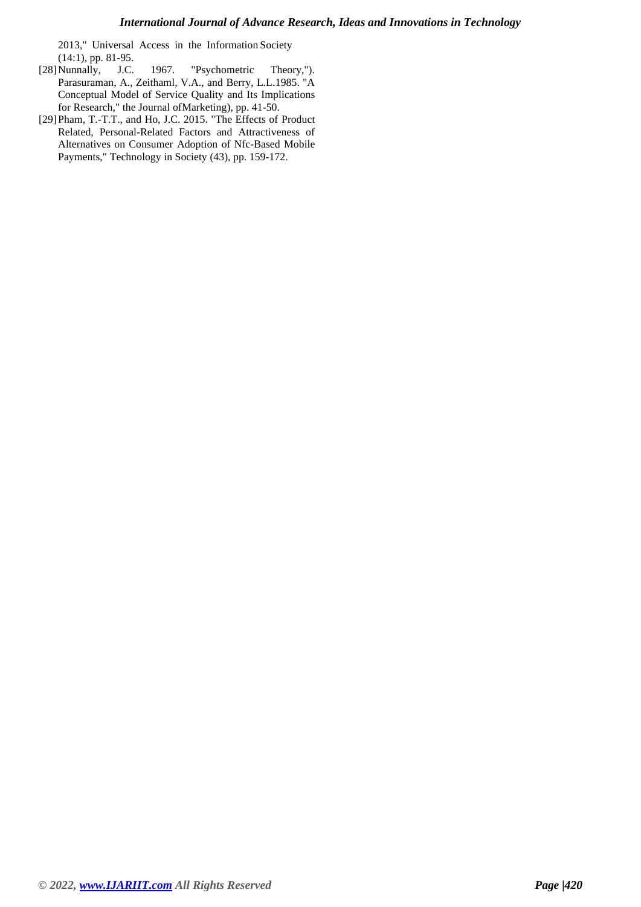2013," Universal Access in the Information Society (14:1), pp. 81-95.

[28] Nunnally, J.C. 1967. "Psychometric Theory,"). Parasuraman, A., Zeithaml, V.A., and Berry, L.L.1985. "A Conceptual Model of Service Quality and Its Implications for Research," the Journal ofMarketing), pp. 41-50.

[29] Pham, T.-T.T., and Ho, J.C. 2015. "The Effects of Product Related, Personal-Related Factors and Attractiveness of Alternatives on Consumer Adoption of Nfc-Based Mobile Payments," Technology in Society (43), pp. 159-172.